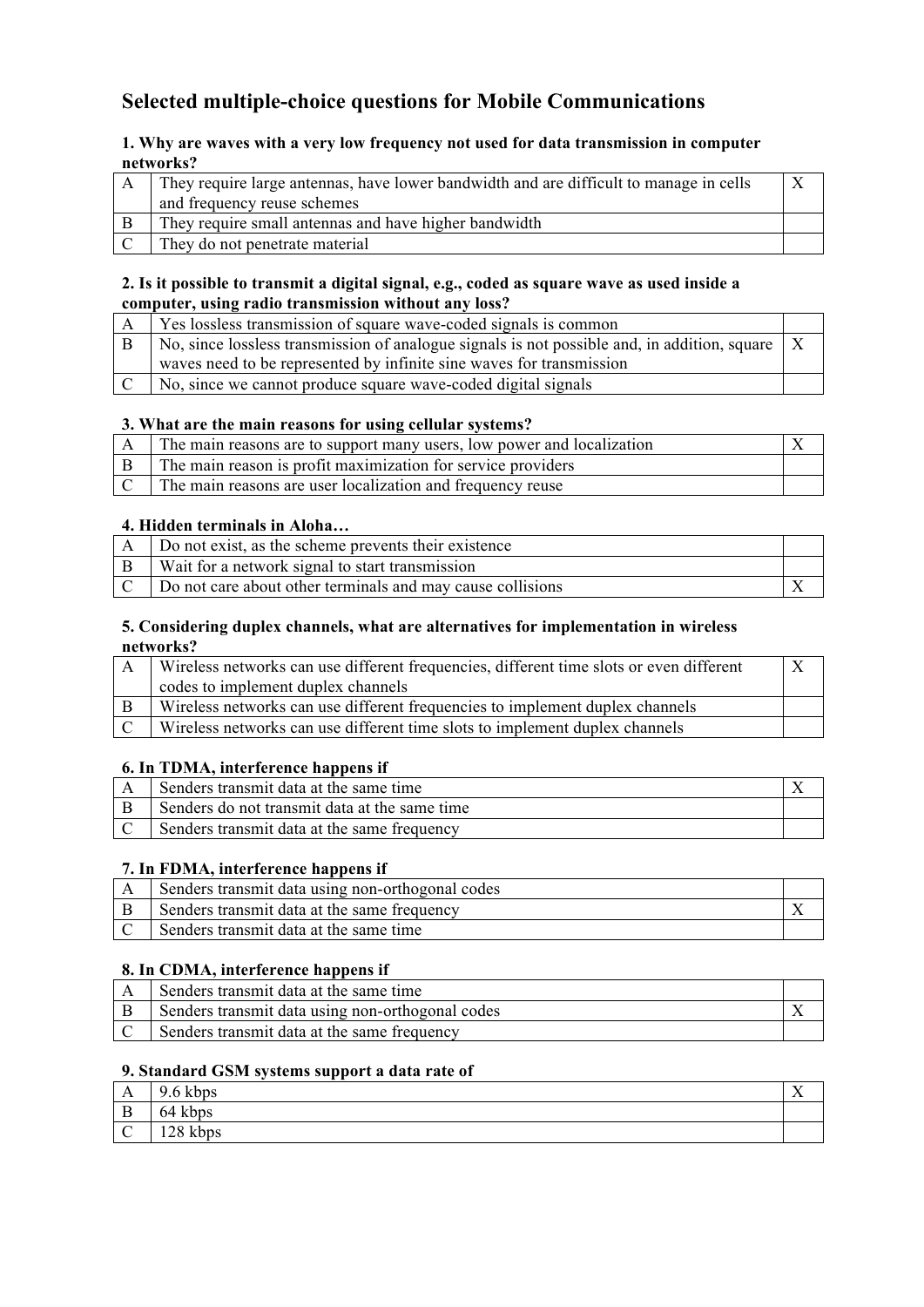# Selected multiple-choice questions for Mobile Communications

**1. Why are waves with a very low frequency not used for data transmission in computer networks?**

| | | |
|---|---|---|
| A | They require large antennas, have lower bandwidth and are difficult to manage in cells and frequency reuse schemes | X |
| B | They require small antennas and have higher bandwidth | |
| C | They do not penetrate material | |

**2. Is it possible to transmit a digital signal, e.g., coded as square wave as used inside a computer, using radio transmission without any loss?**

| | | |
|---|---|---|
| A | Yes lossless transmission of square wave-coded signals is common | |
| B | No, since lossless transmission of analogue signals is not possible and, in addition, square waves need to be represented by infinite sine waves for transmission | X |
| C | No, since we cannot produce square wave-coded digital signals | |

**3. What are the main reasons for using cellular systems?**

| | | |
|---|---|---|
| A | The main reasons are to support many users, low power and localization | X |
| B | The main reason is profit maximization for service providers | |
| C | The main reasons are user localization and frequency reuse | |

**4. Hidden terminals in Aloha…**

| | | |
|---|---|---|
| A | Do not exist, as the scheme prevents their existence | |
| B | Wait for a network signal to start transmission | |
| C | Do not care about other terminals and may cause collisions | X |

**5. Considering duplex channels, what are alternatives for implementation in wireless networks?**

| | | |
|---|---|---|
| A | Wireless networks can use different frequencies, different time slots or even different codes to implement duplex channels | X |
| B | Wireless networks can use different frequencies to implement duplex channels | |
| C | Wireless networks can use different time slots to implement duplex channels | |

**6. In TDMA, interference happens if**

| | | |
|---|---|---|
| A | Senders transmit data at the same time | X |
| B | Senders do not transmit data at the same time | |
| C | Senders transmit data at the same frequency | |

**7. In FDMA, interference happens if**

| | | |
|---|---|---|
| A | Senders transmit data using non-orthogonal codes | |
| B | Senders transmit data at the same frequency | X |
| C | Senders transmit data at the same time | |

**8. In CDMA, interference happens if**

| | | |
|---|---|---|
| A | Senders transmit data at the same time | |
| B | Senders transmit data using non-orthogonal codes | X |
| C | Senders transmit data at the same frequency | |

**9. Standard GSM systems support a data rate of**

| | | |
|---|---|---|
| A | 9.6 kbps | X |
| B | 64 kbps | |
| C | 128 kbps | |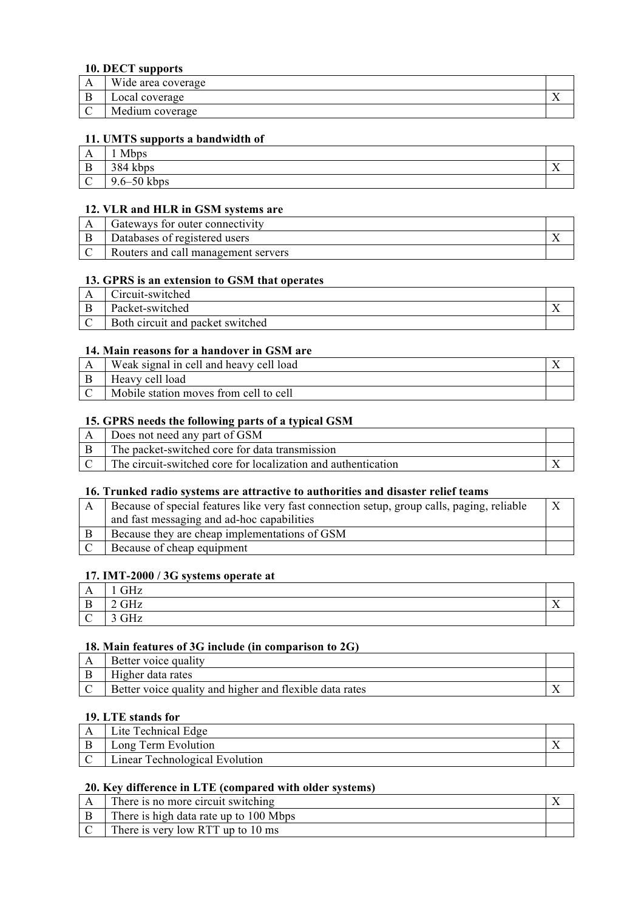**10. DECT supports**

| | | |
|---|---|---|
| A | Wide area coverage | |
| B | Local coverage | X |
| C | Medium coverage | |

**11. UMTS supports a bandwidth of**

| | | |
|---|---|---|
| A | 1 Mbps | |
| B | 384 kbps | X |
| C | 9.6–50 kbps | |

**12. VLR and HLR in GSM systems are**

| | | |
|---|---|---|
| A | Gateways for outer connectivity | |
| B | Databases of registered users | X |
| C | Routers and call management servers | |

**13. GPRS is an extension to GSM that operates**

| | | |
|---|---|---|
| A | Circuit-switched | |
| B | Packet-switched | X |
| C | Both circuit and packet switched | |

**14. Main reasons for a handover in GSM are**

| | | |
|---|---|---|
| A | Weak signal in cell and heavy cell load | X |
| B | Heavy cell load | |
| C | Mobile station moves from cell to cell | |

**15. GPRS needs the following parts of a typical GSM**

| | | |
|---|---|---|
| A | Does not need any part of GSM | |
| B | The packet-switched core for data transmission | |
| C | The circuit-switched core for localization and authentication | X |

**16. Trunked radio systems are attractive to authorities and disaster relief teams**

| | | |
|---|---|---|
| A | Because of special features like very fast connection setup, group calls, paging, reliable and fast messaging and ad-hoc capabilities | X |
| B | Because they are cheap implementations of GSM | |
| C | Because of cheap equipment | |

**17. IMT-2000 / 3G systems operate at**

| | | |
|---|---|---|
| A | 1 GHz | |
| B | 2 GHz | X |
| C | 3 GHz | |

**18. Main features of 3G include (in comparison to 2G)**

| | | |
|---|---|---|
| A | Better voice quality | |
| B | Higher data rates | |
| C | Better voice quality and higher and flexible data rates | X |

**19. LTE stands for**

| | | |
|---|---|---|
| A | Lite Technical Edge | |
| B | Long Term Evolution | X |
| C | Linear Technological Evolution | |

**20. Key difference in LTE (compared with older systems)**

| | | |
|---|---|---|
| A | There is no more circuit switching | X |
| B | There is high data rate up to 100 Mbps | |
| C | There is very low RTT up to 10 ms | |